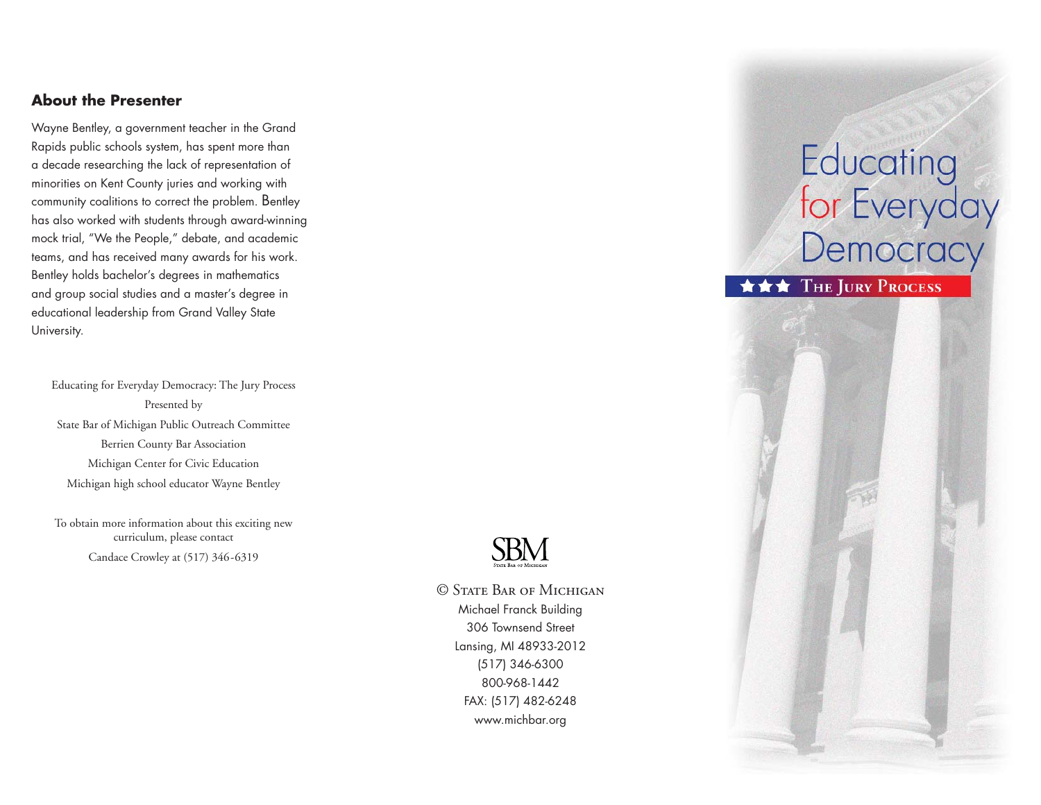## About the Presenter

Wayne Bentley, a government teacher in the Grand Rapids public schools system, has spent more than a decade researching the lack of representation of minorities on Kent County juries and working with community coalitions to correct the problem. Bentley has also worked with students through award-winning mock trial, "We the People," debate, and academic teams, and has received many awards for his work. Bentley holds bachelor's degrees in mathematics and group social studies and a master's degree in educational leadership from Grand Valley State University.

Educating for Everyday Democracy: The Jury Process
Presented by
State Bar of Michigan Public Outreach Committee
Berrien County Bar Association
Michigan Center for Civic Education
Michigan high school educator Wayne Bentley

To obtain more information about this exciting new curriculum, please contact
Candace Crowley at (517) 346-6319

SBM
State Bar of Michigan

© State Bar of Michigan
Michael Franck Building
306 Townsend Street
Lansing, MI 48933-2012
(517) 346-6300
800-968-1442
FAX: (517) 482-6248
www.michbar.org

# Educating for Everyday Democracy

★★★ The Jury Process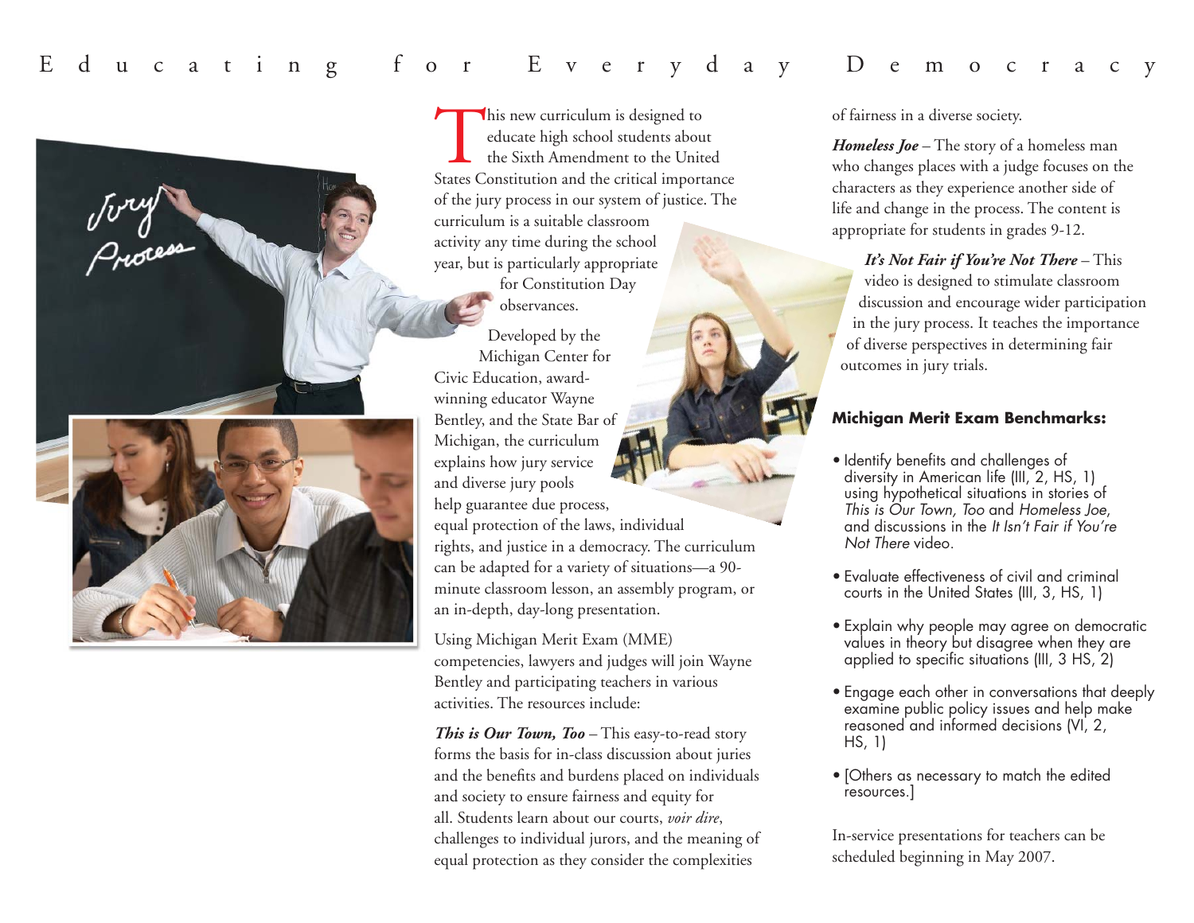# Educating for Everyday Democracy

This new curriculum is designed to educate high school students about the Sixth Amendment to the United States Constitution and the critical importance of the jury process in our system of justice. The curriculum is a suitable classroom activity any time during the school year, but is particularly appropriate for Constitution Day observances.

Developed by the Michigan Center for Civic Education, award-winning educator Wayne Bentley, and the State Bar of Michigan, the curriculum explains how jury service and diverse jury pools help guarantee due process, equal protection of the laws, individual rights, and justice in a democracy. The curriculum can be adapted for a variety of situations—a 90-minute classroom lesson, an assembly program, or an in-depth, day-long presentation.

Using Michigan Merit Exam (MME) competencies, lawyers and judges will join Wayne Bentley and participating teachers in various activities. The resources include:

***This is Our Town, Too*** – This easy-to-read story forms the basis for in-class discussion about juries and the benefits and burdens placed on individuals and society to ensure fairness and equity for all. Students learn about our courts, *voir dire*, challenges to individual jurors, and the meaning of equal protection as they consider the complexities of fairness in a diverse society.

***Homeless Joe*** – The story of a homeless man who changes places with a judge focuses on the characters as they experience another side of life and change in the process. The content is appropriate for students in grades 9-12.

***It's Not Fair if You're Not There*** – This video is designed to stimulate classroom discussion and encourage wider participation in the jury process. It teaches the importance of diverse perspectives in determining fair outcomes in jury trials.

**Michigan Merit Exam Benchmarks:**

- Identify benefits and challenges of diversity in American life (III, 2, HS, 1) using hypothetical situations in stories of *This is Our Town, Too* and *Homeless Joe*, and discussions in the *It Isn't Fair if You're Not There* video.
- Evaluate effectiveness of civil and criminal courts in the United States (III, 3, HS, 1)
- Explain why people may agree on democratic values in theory but disagree when they are applied to specific situations (III, 3 HS, 2)
- Engage each other in conversations that deeply examine public policy issues and help make reasoned and informed decisions (VI, 2, HS, 1)
- [Others as necessary to match the edited resources.]

In-service presentations for teachers can be scheduled beginning in May 2007.